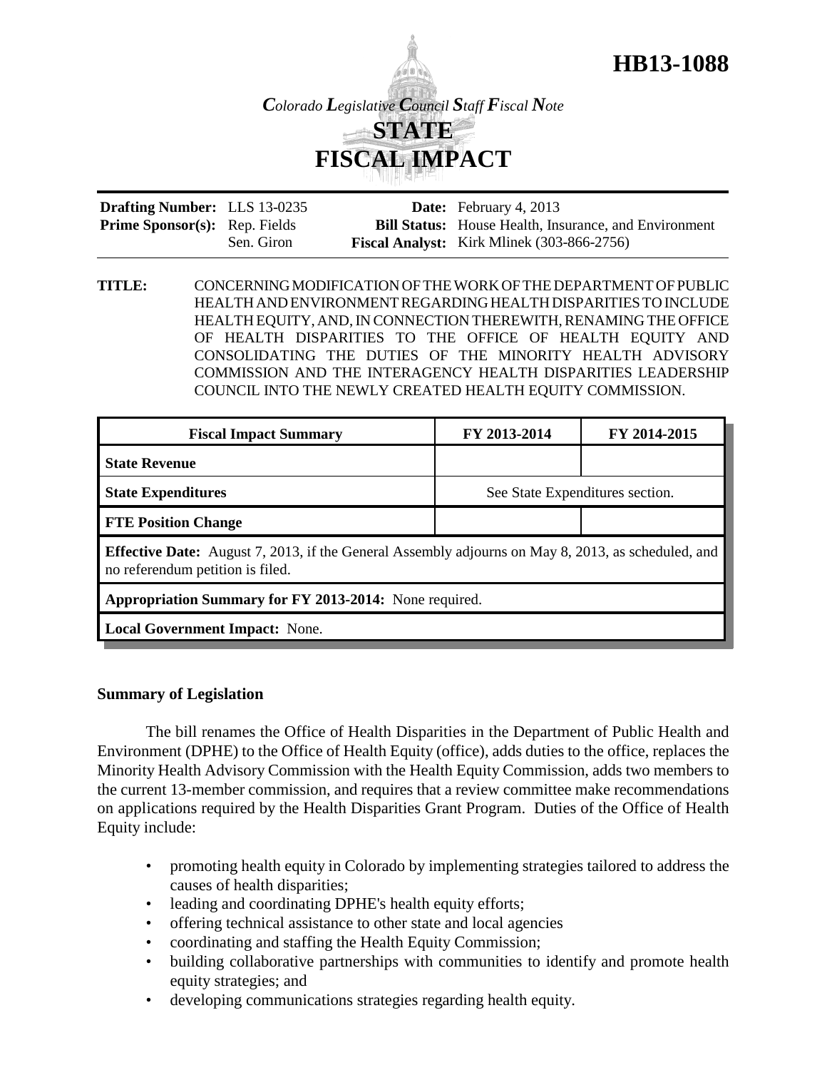# HB13-1088

*Colorado Legislative Council Staff Fiscal Note*

## STATE FISCAL IMPACT

| | | | |
|---|---|---|---|
| **Drafting Number:** | LLS 13-0235 | **Date:** | February 4, 2013 |
| **Prime Sponsor(s):** | Rep. Fields<br>Sen. Giron | **Bill Status:** | House Health, Insurance, and Environment |
| | | **Fiscal Analyst:** | Kirk Mlinek (303-866-2756) |

**TITLE:** CONCERNING MODIFICATION OF THE WORK OF THE DEPARTMENT OF PUBLIC HEALTH AND ENVIRONMENT REGARDING HEALTH DISPARITIES TO INCLUDE HEALTH EQUITY, AND, IN CONNECTION THEREWITH, RENAMING THE OFFICE OF HEALTH DISPARITIES TO THE OFFICE OF HEALTH EQUITY AND CONSOLIDATING THE DUTIES OF THE MINORITY HEALTH ADVISORY COMMISSION AND THE INTERAGENCY HEALTH DISPARITIES LEADERSHIP COUNCIL INTO THE NEWLY CREATED HEALTH EQUITY COMMISSION.

| Fiscal Impact Summary | FY 2013-2014 | FY 2014-2015 |
|---|---|---|
| **State Revenue** | | |
| **State Expenditures** | See State Expenditures section. | |
| **FTE Position Change** | | |
| **Effective Date:** August 7, 2013, if the General Assembly adjourns on May 8, 2013, as scheduled, and no referendum petition is filed. | | |
| **Appropriation Summary for FY 2013-2014:** None required. | | |
| **Local Government Impact:** None. | | |

### Summary of Legislation

The bill renames the Office of Health Disparities in the Department of Public Health and Environment (DPHE) to the Office of Health Equity (office), adds duties to the office, replaces the Minority Health Advisory Commission with the Health Equity Commission, adds two members to the current 13-member commission, and requires that a review committee make recommendations on applications required by the Health Disparities Grant Program. Duties of the Office of Health Equity include:

- promoting health equity in Colorado by implementing strategies tailored to address the causes of health disparities;
- leading and coordinating DPHE's health equity efforts;
- offering technical assistance to other state and local agencies
- coordinating and staffing the Health Equity Commission;
- building collaborative partnerships with communities to identify and promote health equity strategies; and
- developing communications strategies regarding health equity.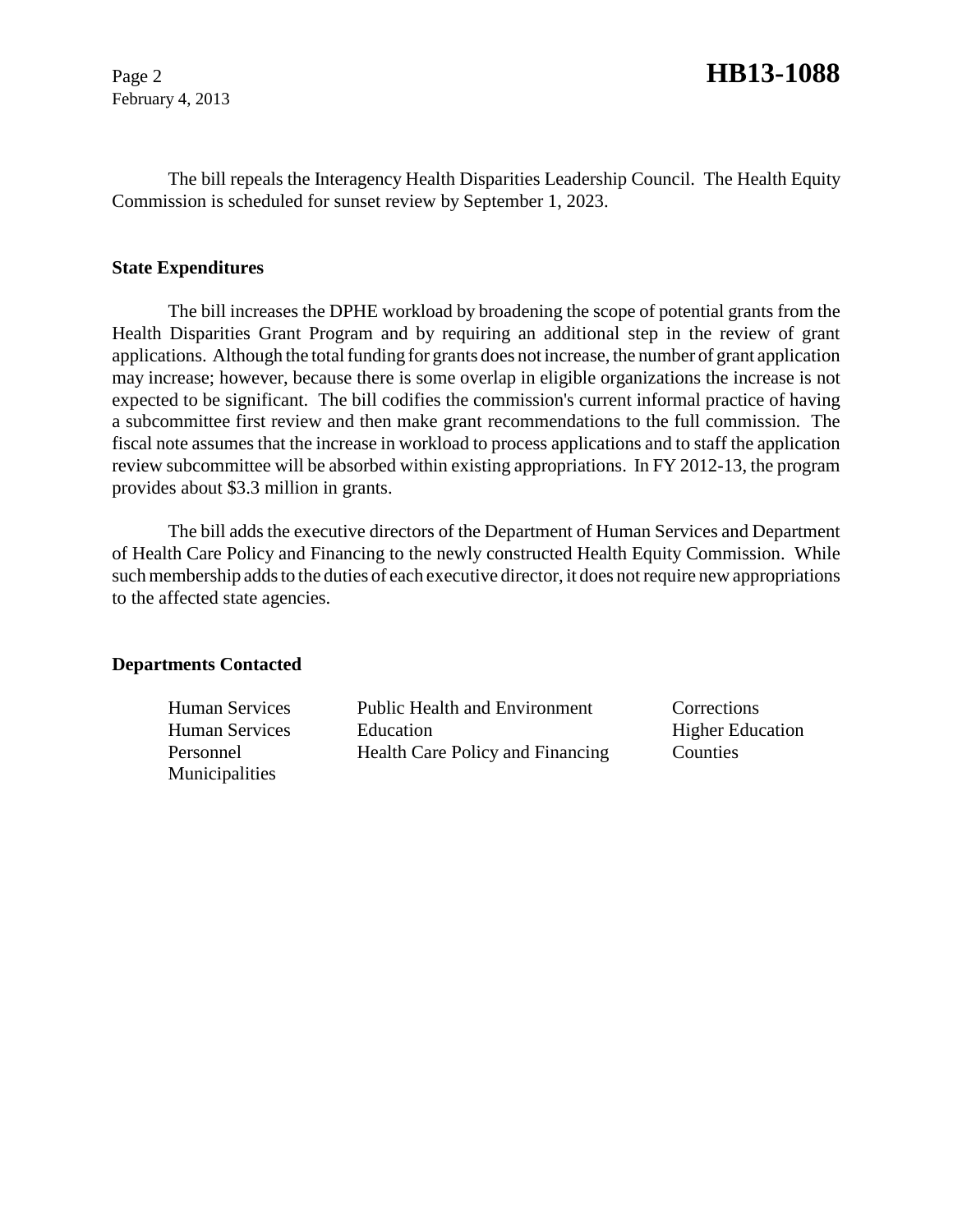The bill repeals the Interagency Health Disparities Leadership Council. The Health Equity Commission is scheduled for sunset review by September 1, 2023.

**State Expenditures**

The bill increases the DPHE workload by broadening the scope of potential grants from the Health Disparities Grant Program and by requiring an additional step in the review of grant applications. Although the total funding for grants does not increase, the number of grant application may increase; however, because there is some overlap in eligible organizations the increase is not expected to be significant. The bill codifies the commission's current informal practice of having a subcommittee first review and then make grant recommendations to the full commission. The fiscal note assumes that the increase in workload to process applications and to staff the application review subcommittee will be absorbed within existing appropriations. In FY 2012-13, the program provides about $3.3 million in grants.

The bill adds the executive directors of the Department of Human Services and Department of Health Care Policy and Financing to the newly constructed Health Equity Commission. While such membership adds to the duties of each executive director, it does not require new appropriations to the affected state agencies.

**Departments Contacted**

| | | |
|---|---|---|
| Human Services | Public Health and Environment | Corrections |
| Human Services | Education | Higher Education |
| Personnel | Health Care Policy and Financing | Counties |
| Municipalities | | |